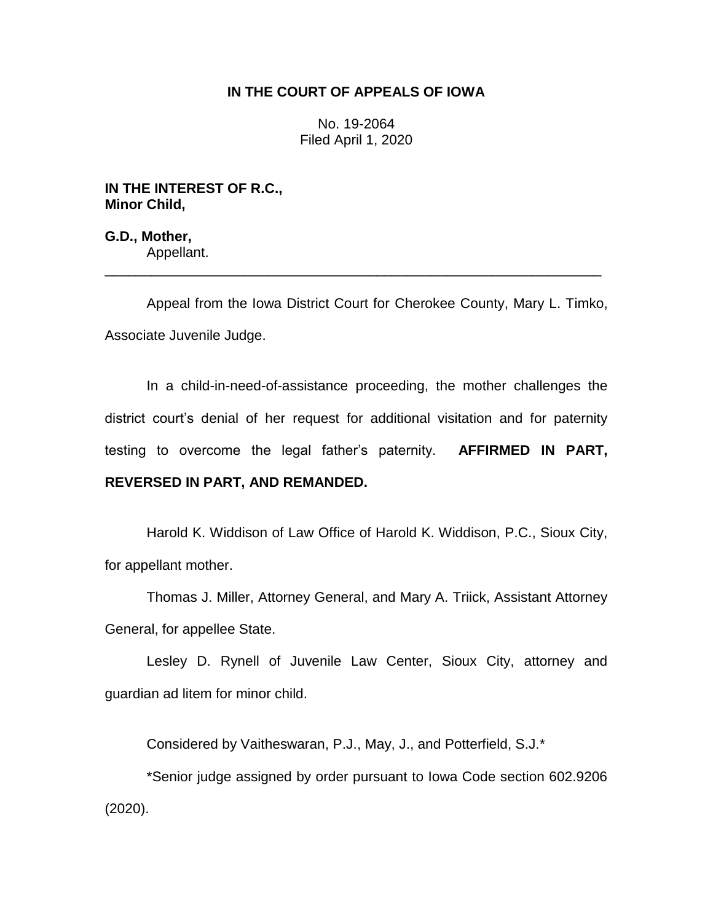# IN THE COURT OF APPEALS OF IOWA

No. 19-2064
Filed April 1, 2020

**IN THE INTEREST OF R.C., Minor Child,**

**G.D., Mother,**
Appellant.

---

Appeal from the Iowa District Court for Cherokee County, Mary L. Timko, Associate Juvenile Judge.

In a child-in-need-of-assistance proceeding, the mother challenges the district court's denial of her request for additional visitation and for paternity testing to overcome the legal father's paternity. **AFFIRMED IN PART, REVERSED IN PART, AND REMANDED.**

Harold K. Widdison of Law Office of Harold K. Widdison, P.C., Sioux City, for appellant mother.

Thomas J. Miller, Attorney General, and Mary A. Triick, Assistant Attorney General, for appellee State.

Lesley D. Rynell of Juvenile Law Center, Sioux City, attorney and guardian ad litem for minor child.

Considered by Vaitheswaran, P.J., May, J., and Potterfield, S.J.*

*Senior judge assigned by order pursuant to Iowa Code section 602.9206 (2020).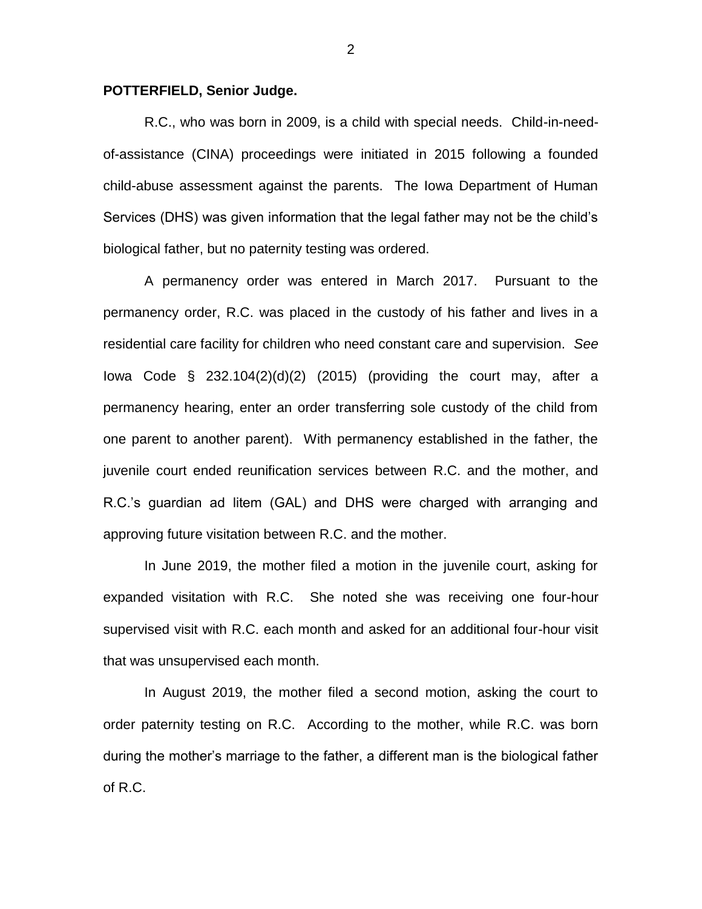**POTTERFIELD, Senior Judge.**

R.C., who was born in 2009, is a child with special needs. Child-in-need-of-assistance (CINA) proceedings were initiated in 2015 following a founded child-abuse assessment against the parents. The Iowa Department of Human Services (DHS) was given information that the legal father may not be the child's biological father, but no paternity testing was ordered.

A permanency order was entered in March 2017. Pursuant to the permanency order, R.C. was placed in the custody of his father and lives in a residential care facility for children who need constant care and supervision. *See* Iowa Code § 232.104(2)(d)(2) (2015) (providing the court may, after a permanency hearing, enter an order transferring sole custody of the child from one parent to another parent). With permanency established in the father, the juvenile court ended reunification services between R.C. and the mother, and R.C.'s guardian ad litem (GAL) and DHS were charged with arranging and approving future visitation between R.C. and the mother.

In June 2019, the mother filed a motion in the juvenile court, asking for expanded visitation with R.C. She noted she was receiving one four-hour supervised visit with R.C. each month and asked for an additional four-hour visit that was unsupervised each month.

In August 2019, the mother filed a second motion, asking the court to order paternity testing on R.C. According to the mother, while R.C. was born during the mother's marriage to the father, a different man is the biological father of R.C.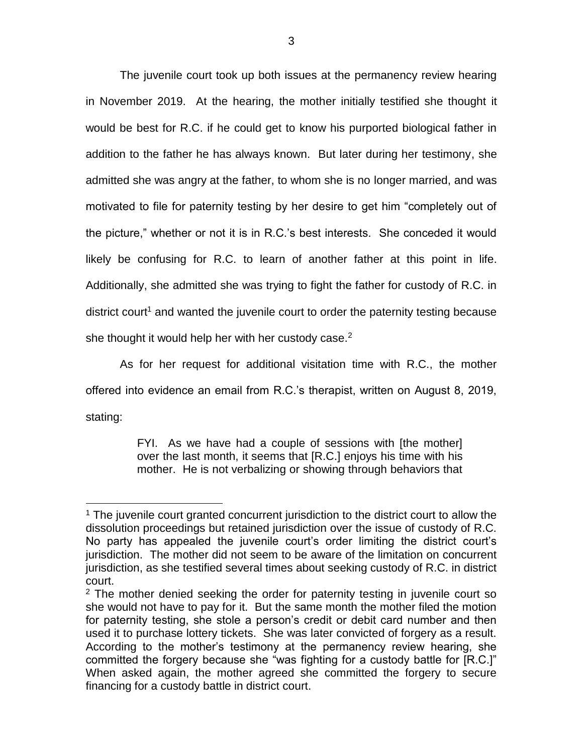The juvenile court took up both issues at the permanency review hearing in November 2019. At the hearing, the mother initially testified she thought it would be best for R.C. if he could get to know his purported biological father in addition to the father he has always known. But later during her testimony, she admitted she was angry at the father, to whom she is no longer married, and was motivated to file for paternity testing by her desire to get him "completely out of the picture," whether or not it is in R.C.'s best interests. She conceded it would likely be confusing for R.C. to learn of another father at this point in life. Additionally, she admitted she was trying to fight the father for custody of R.C. in district court[1] and wanted the juvenile court to order the paternity testing because she thought it would help her with her custody case.[2]

As for her request for additional visitation time with R.C., the mother offered into evidence an email from R.C.'s therapist, written on August 8, 2019, stating:

> FYI. As we have had a couple of sessions with [the mother] over the last month, it seems that [R.C.] enjoys his time with his mother. He is not verbalizing or showing through behaviors that

---

[1] The juvenile court granted concurrent jurisdiction to the district court to allow the dissolution proceedings but retained jurisdiction over the issue of custody of R.C. No party has appealed the juvenile court's order limiting the district court's jurisdiction. The mother did not seem to be aware of the limitation on concurrent jurisdiction, as she testified several times about seeking custody of R.C. in district court.

[2] The mother denied seeking the order for paternity testing in juvenile court so she would not have to pay for it. But the same month the mother filed the motion for paternity testing, she stole a person's credit or debit card number and then used it to purchase lottery tickets. She was later convicted of forgery as a result. According to the mother's testimony at the permanency review hearing, she committed the forgery because she "was fighting for a custody battle for [R.C.]" When asked again, the mother agreed she committed the forgery to secure financing for a custody battle in district court.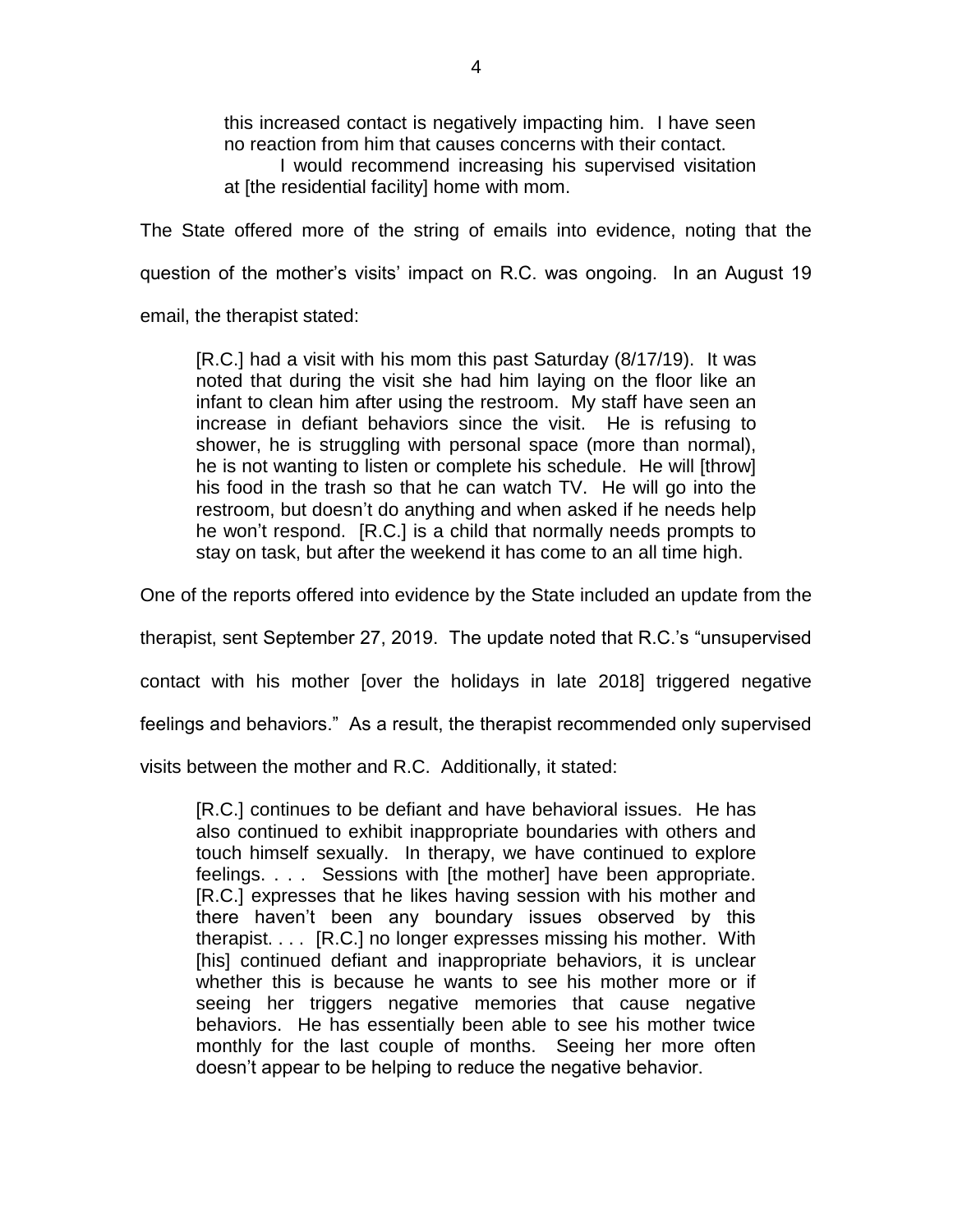> this increased contact is negatively impacting him. I have seen no reaction from him that causes concerns with their contact.
>
> I would recommend increasing his supervised visitation at [the residential facility] home with mom.

The State offered more of the string of emails into evidence, noting that the question of the mother's visits' impact on R.C. was ongoing. In an August 19 email, the therapist stated:

> [R.C.] had a visit with his mom this past Saturday (8/17/19). It was noted that during the visit she had him laying on the floor like an infant to clean him after using the restroom. My staff have seen an increase in defiant behaviors since the visit. He is refusing to shower, he is struggling with personal space (more than normal), he is not wanting to listen or complete his schedule. He will [throw] his food in the trash so that he can watch TV. He will go into the restroom, but doesn't do anything and when asked if he needs help he won't respond. [R.C.] is a child that normally needs prompts to stay on task, but after the weekend it has come to an all time high.

One of the reports offered into evidence by the State included an update from the therapist, sent September 27, 2019. The update noted that R.C.'s "unsupervised contact with his mother [over the holidays in late 2018] triggered negative feelings and behaviors." As a result, the therapist recommended only supervised visits between the mother and R.C. Additionally, it stated:

> [R.C.] continues to be defiant and have behavioral issues. He has also continued to exhibit inappropriate boundaries with others and touch himself sexually. In therapy, we have continued to explore feelings. . . . Sessions with [the mother] have been appropriate. [R.C.] expresses that he likes having session with his mother and there haven't been any boundary issues observed by this therapist. . . . [R.C.] no longer expresses missing his mother. With [his] continued defiant and inappropriate behaviors, it is unclear whether this is because he wants to see his mother more or if seeing her triggers negative memories that cause negative behaviors. He has essentially been able to see his mother twice monthly for the last couple of months. Seeing her more often doesn't appear to be helping to reduce the negative behavior.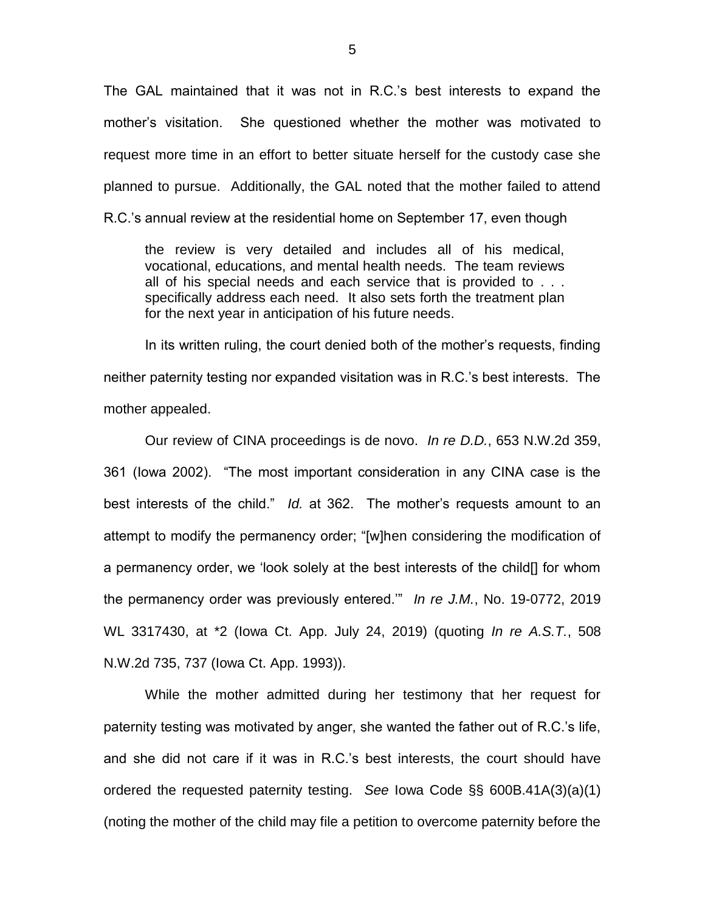The GAL maintained that it was not in R.C.'s best interests to expand the mother's visitation. She questioned whether the mother was motivated to request more time in an effort to better situate herself for the custody case she planned to pursue. Additionally, the GAL noted that the mother failed to attend R.C.'s annual review at the residential home on September 17, even though

> the review is very detailed and includes all of his medical, vocational, educations, and mental health needs. The team reviews all of his special needs and each service that is provided to . . . specifically address each need. It also sets forth the treatment plan for the next year in anticipation of his future needs.

In its written ruling, the court denied both of the mother's requests, finding neither paternity testing nor expanded visitation was in R.C.'s best interests. The mother appealed.

Our review of CINA proceedings is de novo. *In re D.D.*, 653 N.W.2d 359, 361 (Iowa 2002). "The most important consideration in any CINA case is the best interests of the child." *Id.* at 362. The mother's requests amount to an attempt to modify the permanency order; "[w]hen considering the modification of a permanency order, we 'look solely at the best interests of the child[] for whom the permanency order was previously entered.'" *In re J.M.*, No. 19-0772, 2019 WL 3317430, at *2 (Iowa Ct. App. July 24, 2019) (quoting *In re A.S.T.*, 508 N.W.2d 735, 737 (Iowa Ct. App. 1993)).

While the mother admitted during her testimony that her request for paternity testing was motivated by anger, she wanted the father out of R.C.'s life, and she did not care if it was in R.C.'s best interests, the court should have ordered the requested paternity testing. *See* Iowa Code §§ 600B.41A(3)(a)(1) (noting the mother of the child may file a petition to overcome paternity before the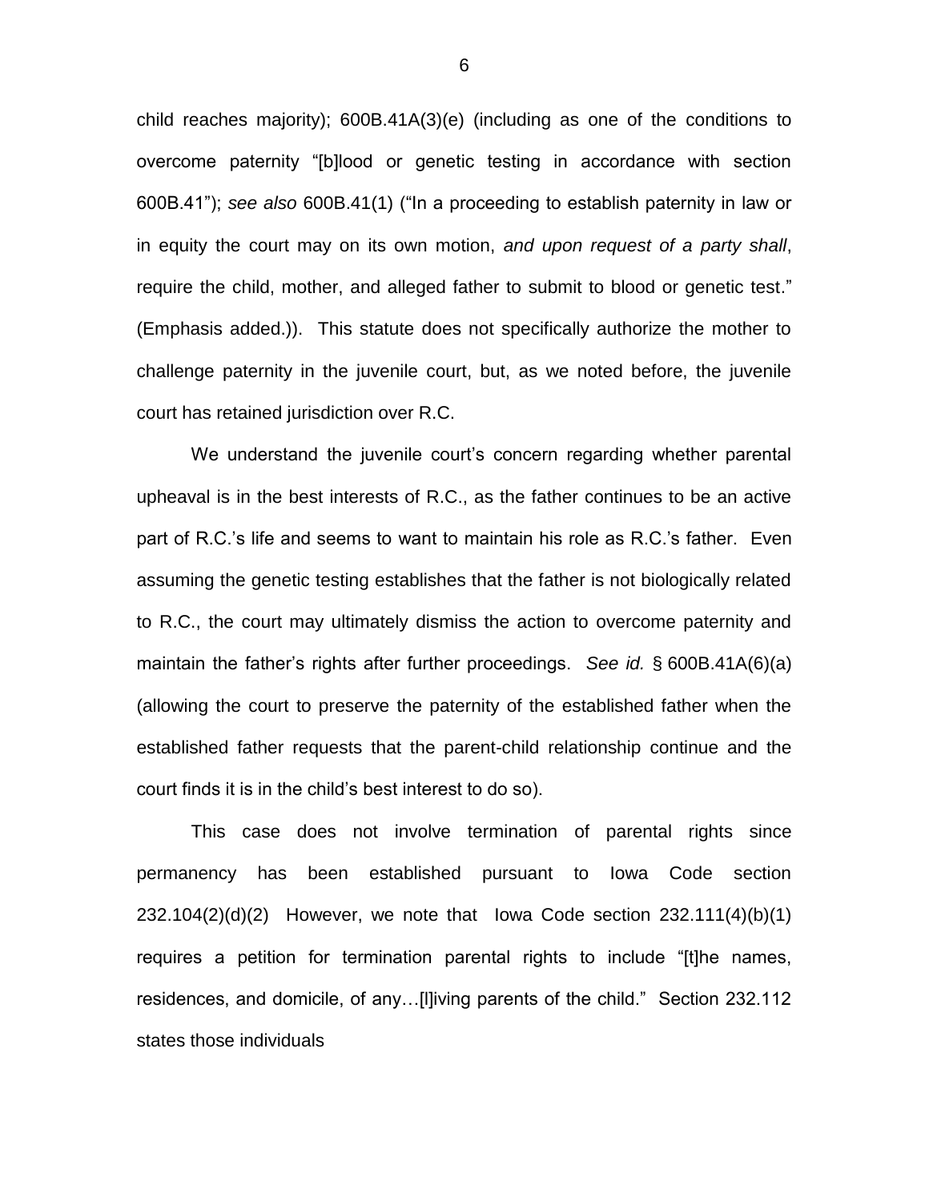child reaches majority); 600B.41A(3)(e) (including as one of the conditions to overcome paternity "[b]lood or genetic testing in accordance with section 600B.41"); *see also* 600B.41(1) ("In a proceeding to establish paternity in law or in equity the court may on its own motion, *and upon request of a party shall*, require the child, mother, and alleged father to submit to blood or genetic test." (Emphasis added.)). This statute does not specifically authorize the mother to challenge paternity in the juvenile court, but, as we noted before, the juvenile court has retained jurisdiction over R.C.

We understand the juvenile court's concern regarding whether parental upheaval is in the best interests of R.C., as the father continues to be an active part of R.C.'s life and seems to want to maintain his role as R.C.'s father. Even assuming the genetic testing establishes that the father is not biologically related to R.C., the court may ultimately dismiss the action to overcome paternity and maintain the father's rights after further proceedings. *See id.* § 600B.41A(6)(a) (allowing the court to preserve the paternity of the established father when the established father requests that the parent-child relationship continue and the court finds it is in the child's best interest to do so).

This case does not involve termination of parental rights since permanency has been established pursuant to Iowa Code section 232.104(2)(d)(2) However, we note that Iowa Code section 232.111(4)(b)(1) requires a petition for termination parental rights to include "[t]he names, residences, and domicile, of any…[l]iving parents of the child." Section 232.112 states those individuals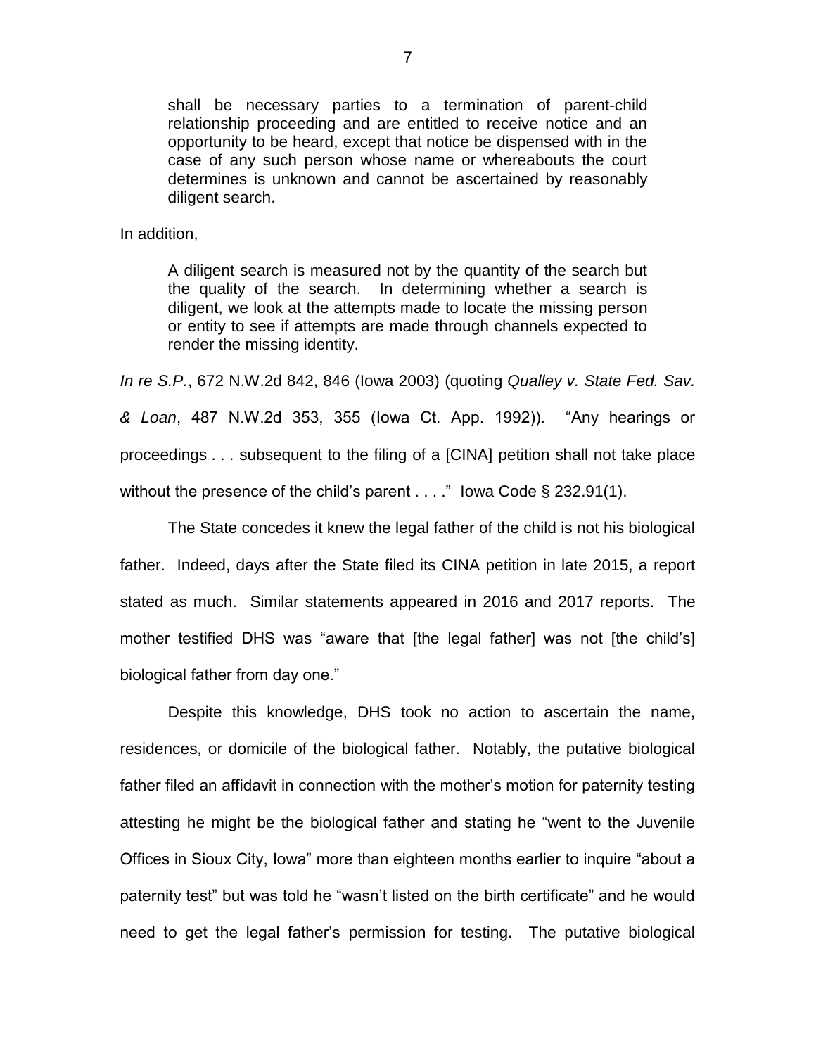> shall be necessary parties to a termination of parent-child relationship proceeding and are entitled to receive notice and an opportunity to be heard, except that notice be dispensed with in the case of any such person whose name or whereabouts the court determines is unknown and cannot be ascertained by reasonably diligent search.

In addition,

> A diligent search is measured not by the quantity of the search but the quality of the search. In determining whether a search is diligent, we look at the attempts made to locate the missing person or entity to see if attempts are made through channels expected to render the missing identity.

*In re S.P.*, 672 N.W.2d 842, 846 (Iowa 2003) (quoting *Qualley v. State Fed. Sav. & Loan*, 487 N.W.2d 353, 355 (Iowa Ct. App. 1992)). "Any hearings or proceedings . . . subsequent to the filing of a [CINA] petition shall not take place without the presence of the child's parent . . . ." Iowa Code § 232.91(1).

The State concedes it knew the legal father of the child is not his biological father. Indeed, days after the State filed its CINA petition in late 2015, a report stated as much. Similar statements appeared in 2016 and 2017 reports. The mother testified DHS was "aware that [the legal father] was not [the child's] biological father from day one."

Despite this knowledge, DHS took no action to ascertain the name, residences, or domicile of the biological father. Notably, the putative biological father filed an affidavit in connection with the mother's motion for paternity testing attesting he might be the biological father and stating he "went to the Juvenile Offices in Sioux City, Iowa" more than eighteen months earlier to inquire "about a paternity test" but was told he "wasn't listed on the birth certificate" and he would need to get the legal father's permission for testing. The putative biological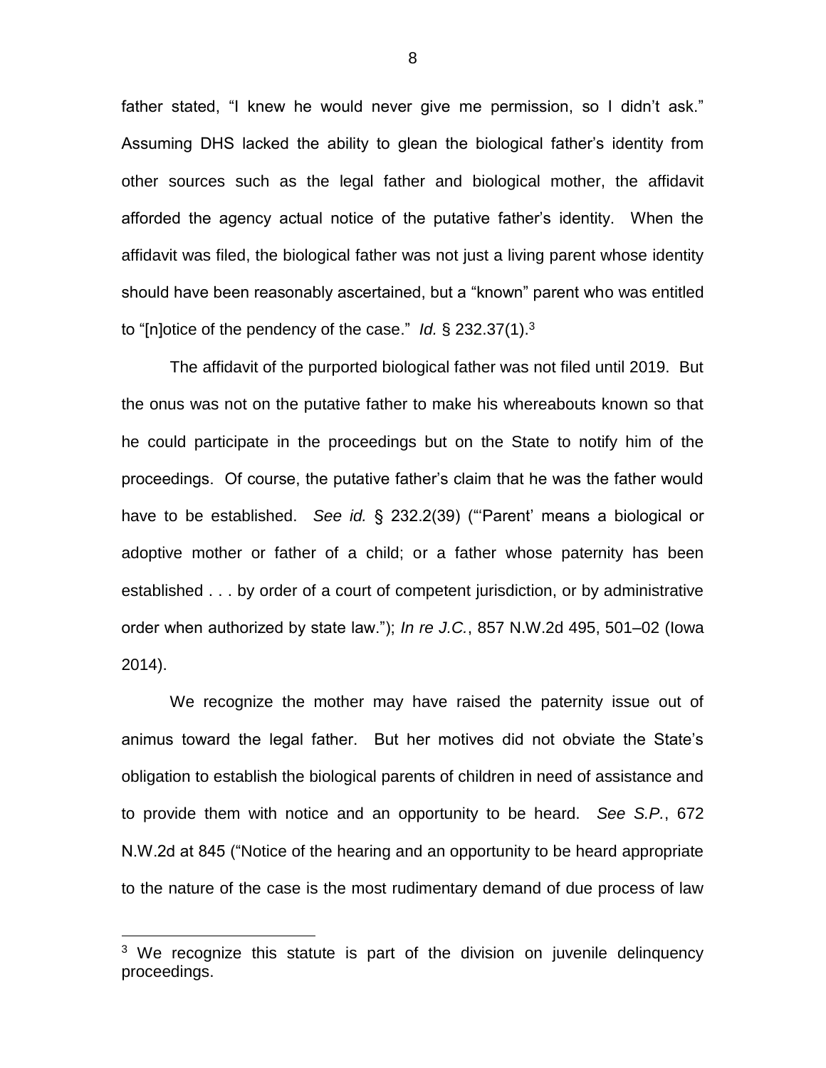father stated, "I knew he would never give me permission, so I didn't ask." Assuming DHS lacked the ability to glean the biological father's identity from other sources such as the legal father and biological mother, the affidavit afforded the agency actual notice of the putative father's identity. When the affidavit was filed, the biological father was not just a living parent whose identity should have been reasonably ascertained, but a "known" parent who was entitled to "[n]otice of the pendency of the case." *Id.* § 232.37(1).[3]

The affidavit of the purported biological father was not filed until 2019. But the onus was not on the putative father to make his whereabouts known so that he could participate in the proceedings but on the State to notify him of the proceedings. Of course, the putative father's claim that he was the father would have to be established. *See id.* § 232.2(39) ("'Parent' means a biological or adoptive mother or father of a child; or a father whose paternity has been established . . . by order of a court of competent jurisdiction, or by administrative order when authorized by state law."); *In re J.C.*, 857 N.W.2d 495, 501–02 (Iowa 2014).

We recognize the mother may have raised the paternity issue out of animus toward the legal father. But her motives did not obviate the State's obligation to establish the biological parents of children in need of assistance and to provide them with notice and an opportunity to be heard. *See S.P.*, 672 N.W.2d at 845 ("Notice of the hearing and an opportunity to be heard appropriate to the nature of the case is the most rudimentary demand of due process of law

---

[3] We recognize this statute is part of the division on juvenile delinquency proceedings.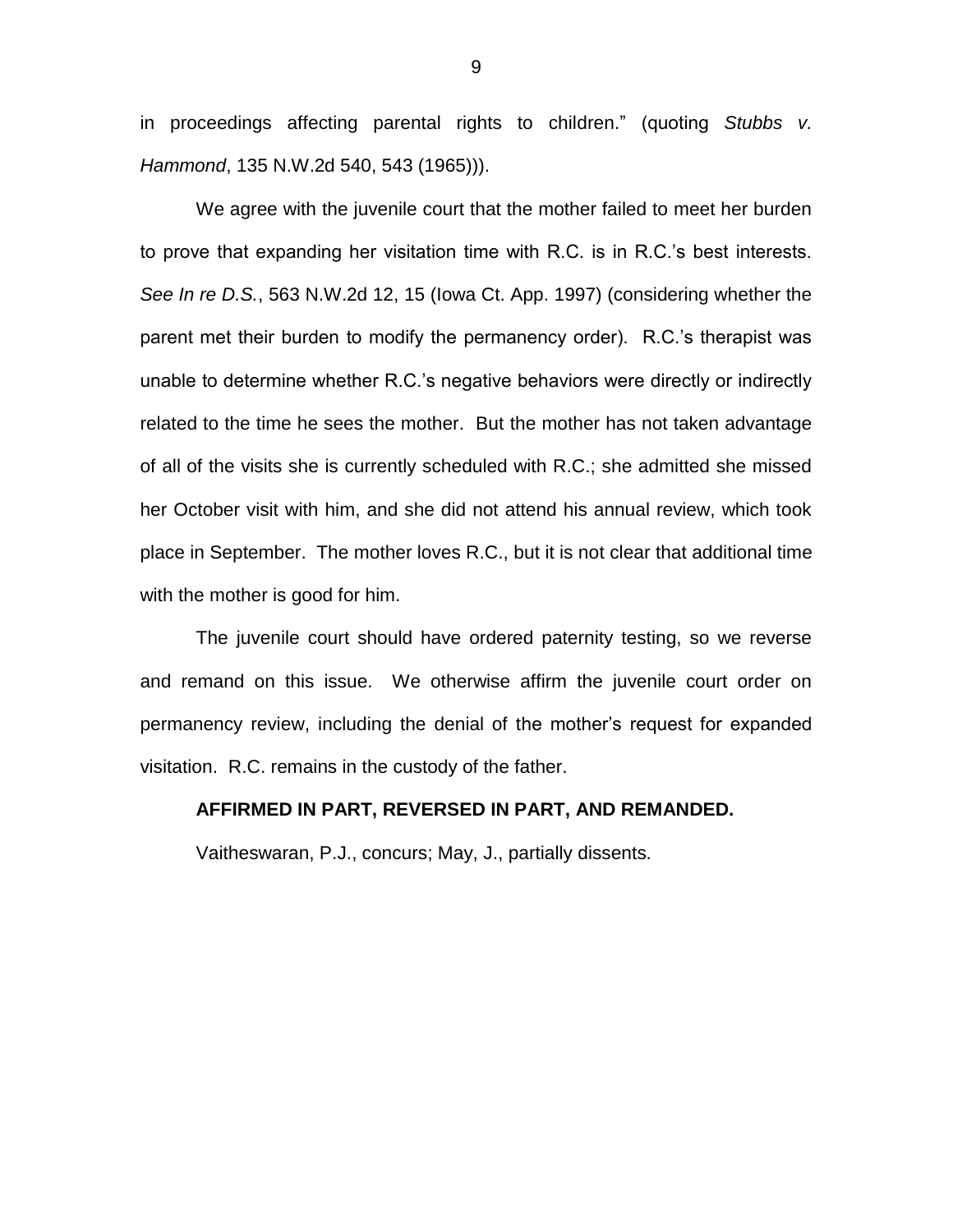in proceedings affecting parental rights to children." (quoting *Stubbs v. Hammond*, 135 N.W.2d 540, 543 (1965))).

We agree with the juvenile court that the mother failed to meet her burden to prove that expanding her visitation time with R.C. is in R.C.'s best interests. *See In re D.S.*, 563 N.W.2d 12, 15 (Iowa Ct. App. 1997) (considering whether the parent met their burden to modify the permanency order). R.C.'s therapist was unable to determine whether R.C.'s negative behaviors were directly or indirectly related to the time he sees the mother. But the mother has not taken advantage of all of the visits she is currently scheduled with R.C.; she admitted she missed her October visit with him, and she did not attend his annual review, which took place in September. The mother loves R.C., but it is not clear that additional time with the mother is good for him.

The juvenile court should have ordered paternity testing, so we reverse and remand on this issue. We otherwise affirm the juvenile court order on permanency review, including the denial of the mother's request for expanded visitation. R.C. remains in the custody of the father.

**AFFIRMED IN PART, REVERSED IN PART, AND REMANDED.**

Vaitheswaran, P.J., concurs; May, J., partially dissents.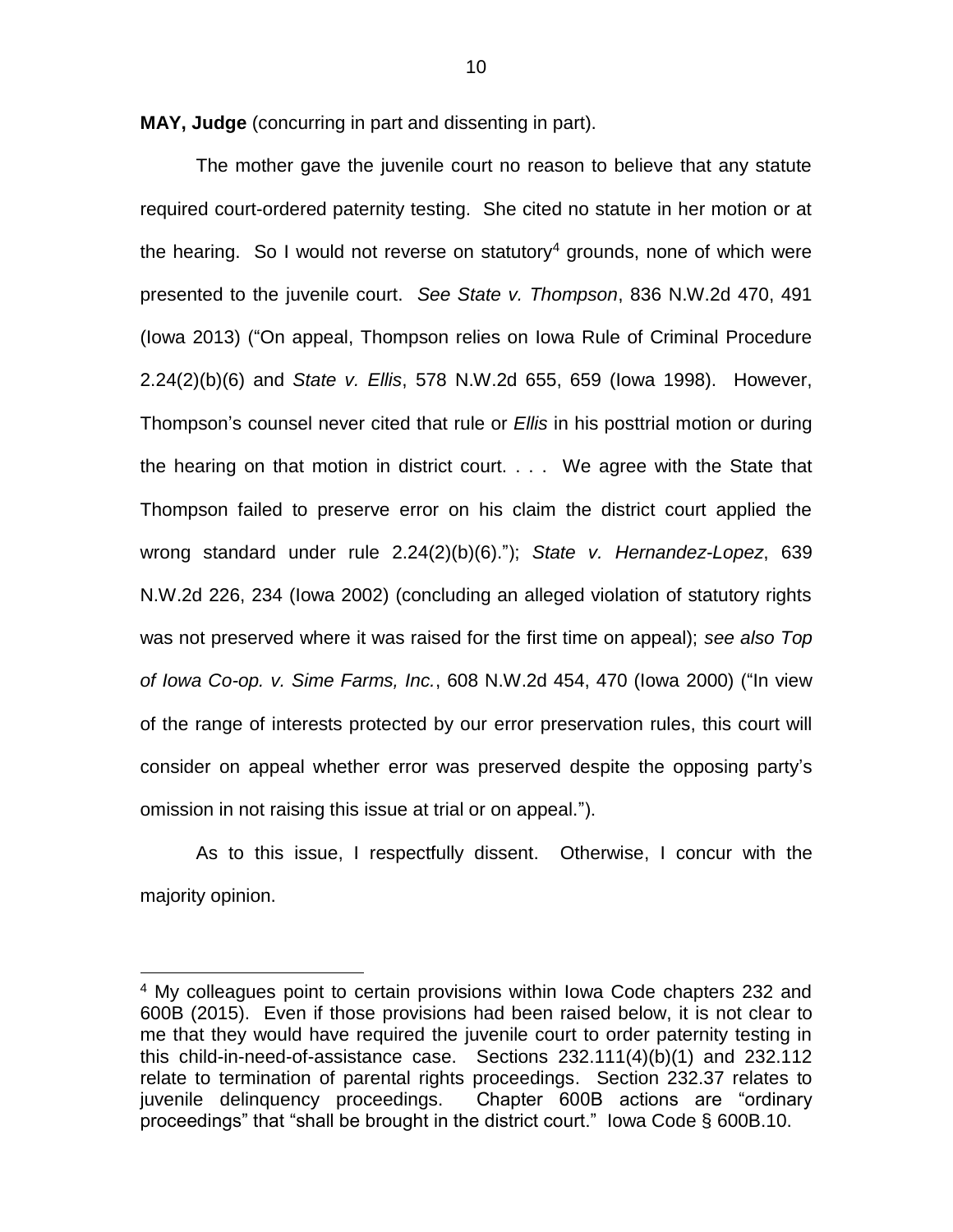**MAY, Judge** (concurring in part and dissenting in part).

The mother gave the juvenile court no reason to believe that any statute required court-ordered paternity testing. She cited no statute in her motion or at the hearing. So I would not reverse on statutory[4] grounds, none of which were presented to the juvenile court. *See State v. Thompson*, 836 N.W.2d 470, 491 (Iowa 2013) ("On appeal, Thompson relies on Iowa Rule of Criminal Procedure 2.24(2)(b)(6) and *State v. Ellis*, 578 N.W.2d 655, 659 (Iowa 1998). However, Thompson's counsel never cited that rule or *Ellis* in his posttrial motion or during the hearing on that motion in district court. . . . We agree with the State that Thompson failed to preserve error on his claim the district court applied the wrong standard under rule 2.24(2)(b)(6)."); *State v. Hernandez-Lopez*, 639 N.W.2d 226, 234 (Iowa 2002) (concluding an alleged violation of statutory rights was not preserved where it was raised for the first time on appeal); *see also Top of Iowa Co-op. v. Sime Farms, Inc.*, 608 N.W.2d 454, 470 (Iowa 2000) ("In view of the range of interests protected by our error preservation rules, this court will consider on appeal whether error was preserved despite the opposing party's omission in not raising this issue at trial or on appeal.").

As to this issue, I respectfully dissent. Otherwise, I concur with the majority opinion.

---

[4] My colleagues point to certain provisions within Iowa Code chapters 232 and 600B (2015). Even if those provisions had been raised below, it is not clear to me that they would have required the juvenile court to order paternity testing in this child-in-need-of-assistance case. Sections 232.111(4)(b)(1) and 232.112 relate to termination of parental rights proceedings. Section 232.37 relates to juvenile delinquency proceedings. Chapter 600B actions are "ordinary proceedings" that "shall be brought in the district court." Iowa Code § 600B.10.